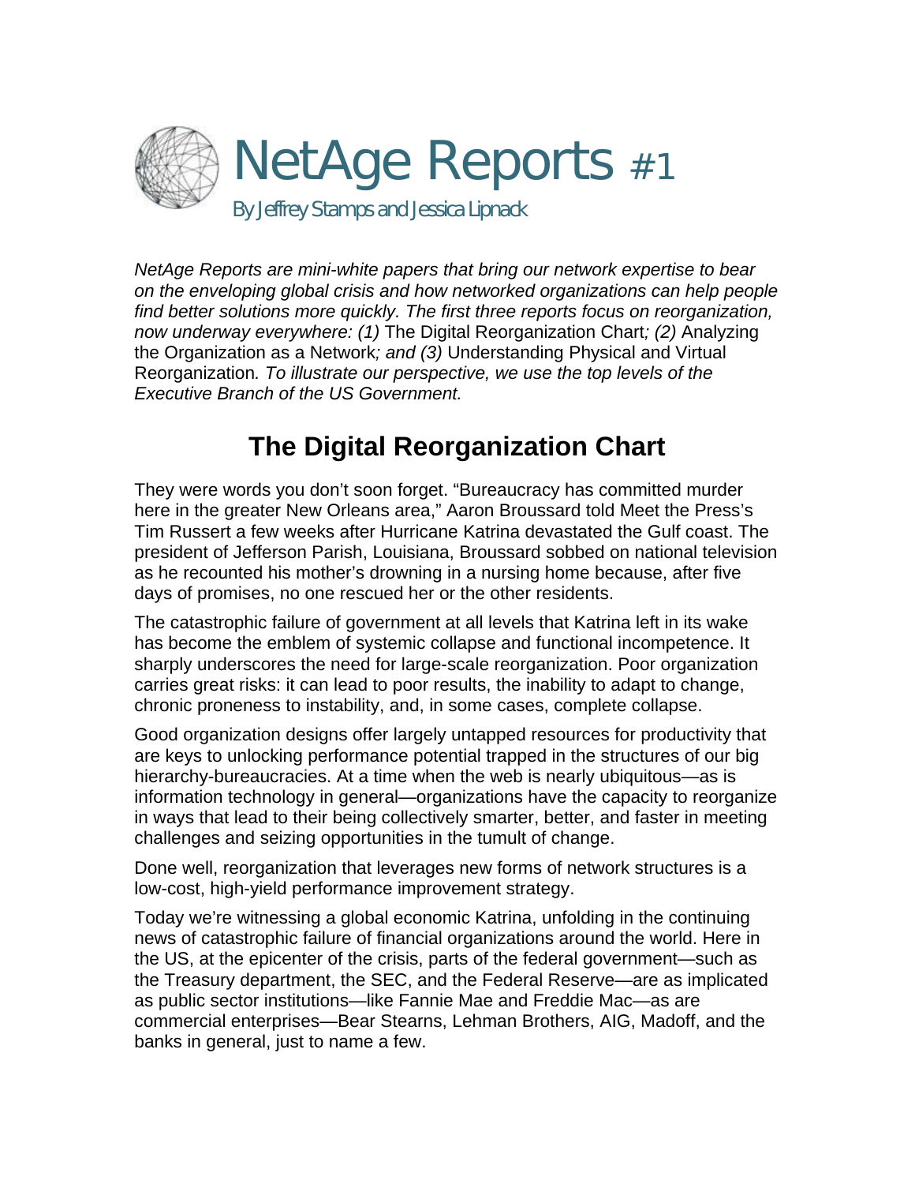# NetAge Reports #1

By Jeffrey Stamps and Jessica Lipnack

*NetAge Reports are mini-white papers that bring our network expertise to bear on the enveloping global crisis and how networked organizations can help people find better solutions more quickly. The first three reports focus on reorganization, now underway everywhere: (1)* The Digital Reorganization Chart*; (2)* Analyzing the Organization as a Network*; and (3)* Understanding Physical and Virtual Reorganization*. To illustrate our perspective, we use the top levels of the Executive Branch of the US Government.*

## The Digital Reorganization Chart

They were words you don't soon forget. "Bureaucracy has committed murder here in the greater New Orleans area," Aaron Broussard told Meet the Press's Tim Russert a few weeks after Hurricane Katrina devastated the Gulf coast. The president of Jefferson Parish, Louisiana, Broussard sobbed on national television as he recounted his mother's drowning in a nursing home because, after five days of promises, no one rescued her or the other residents.

The catastrophic failure of government at all levels that Katrina left in its wake has become the emblem of systemic collapse and functional incompetence. It sharply underscores the need for large-scale reorganization. Poor organization carries great risks: it can lead to poor results, the inability to adapt to change, chronic proneness to instability, and, in some cases, complete collapse.

Good organization designs offer largely untapped resources for productivity that are keys to unlocking performance potential trapped in the structures of our big hierarchy-bureaucracies. At a time when the web is nearly ubiquitous—as is information technology in general—organizations have the capacity to reorganize in ways that lead to their being collectively smarter, better, and faster in meeting challenges and seizing opportunities in the tumult of change.

Done well, reorganization that leverages new forms of network structures is a low-cost, high-yield performance improvement strategy.

Today we're witnessing a global economic Katrina, unfolding in the continuing news of catastrophic failure of financial organizations around the world. Here in the US, at the epicenter of the crisis, parts of the federal government—such as the Treasury department, the SEC, and the Federal Reserve—are as implicated as public sector institutions—like Fannie Mae and Freddie Mac—as are commercial enterprises—Bear Stearns, Lehman Brothers, AIG, Madoff, and the banks in general, just to name a few.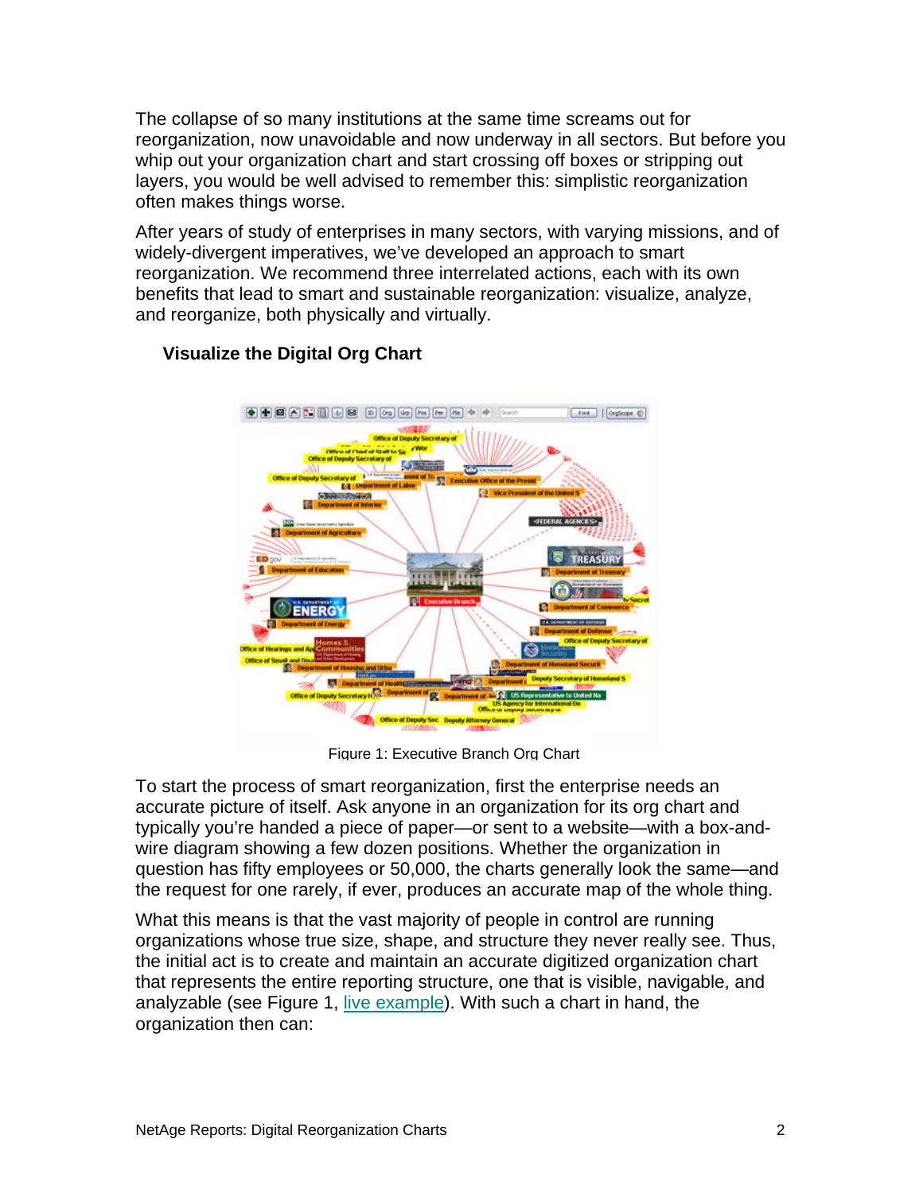The collapse of so many institutions at the same time screams out for reorganization, now unavoidable and now underway in all sectors. But before you whip out your organization chart and start crossing off boxes or stripping out layers, you would be well advised to remember this: simplistic reorganization often makes things worse.

After years of study of enterprises in many sectors, with varying missions, and of widely-divergent imperatives, we've developed an approach to smart reorganization. We recommend three interrelated actions, each with its own benefits that lead to smart and sustainable reorganization: visualize, analyze, and reorganize, both physically and virtually.

### Visualize the Digital Org Chart

Figure 1: Executive Branch Org Chart

To start the process of smart reorganization, first the enterprise needs an accurate picture of itself. Ask anyone in an organization for its org chart and typically you're handed a piece of paper—or sent to a website—with a box-and-wire diagram showing a few dozen positions. Whether the organization in question has fifty employees or 50,000, the charts generally look the same—and the request for one rarely, if ever, produces an accurate map of the whole thing.

What this means is that the vast majority of people in control are running organizations whose true size, shape, and structure they never really see. Thus, the initial act is to create and maintain an accurate digitized organization chart that represents the entire reporting structure, one that is visible, navigable, and analyzable (see Figure 1, live example). With such a chart in hand, the organization then can: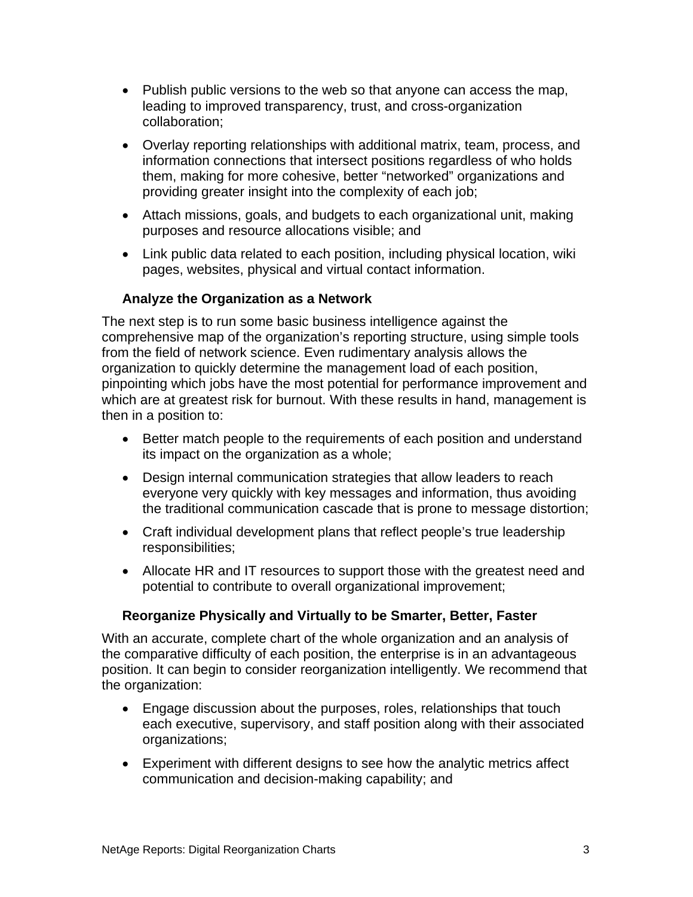- Publish public versions to the web so that anyone can access the map, leading to improved transparency, trust, and cross-organization collaboration;
- Overlay reporting relationships with additional matrix, team, process, and information connections that intersect positions regardless of who holds them, making for more cohesive, better "networked" organizations and providing greater insight into the complexity of each job;
- Attach missions, goals, and budgets to each organizational unit, making purposes and resource allocations visible; and
- Link public data related to each position, including physical location, wiki pages, websites, physical and virtual contact information.

### Analyze the Organization as a Network

The next step is to run some basic business intelligence against the comprehensive map of the organization's reporting structure, using simple tools from the field of network science. Even rudimentary analysis allows the organization to quickly determine the management load of each position, pinpointing which jobs have the most potential for performance improvement and which are at greatest risk for burnout. With these results in hand, management is then in a position to:

- Better match people to the requirements of each position and understand its impact on the organization as a whole;
- Design internal communication strategies that allow leaders to reach everyone very quickly with key messages and information, thus avoiding the traditional communication cascade that is prone to message distortion;
- Craft individual development plans that reflect people's true leadership responsibilities;
- Allocate HR and IT resources to support those with the greatest need and potential to contribute to overall organizational improvement;

### Reorganize Physically and Virtually to be Smarter, Better, Faster

With an accurate, complete chart of the whole organization and an analysis of the comparative difficulty of each position, the enterprise is in an advantageous position. It can begin to consider reorganization intelligently. We recommend that the organization:

- Engage discussion about the purposes, roles, relationships that touch each executive, supervisory, and staff position along with their associated organizations;
- Experiment with different designs to see how the analytic metrics affect communication and decision-making capability; and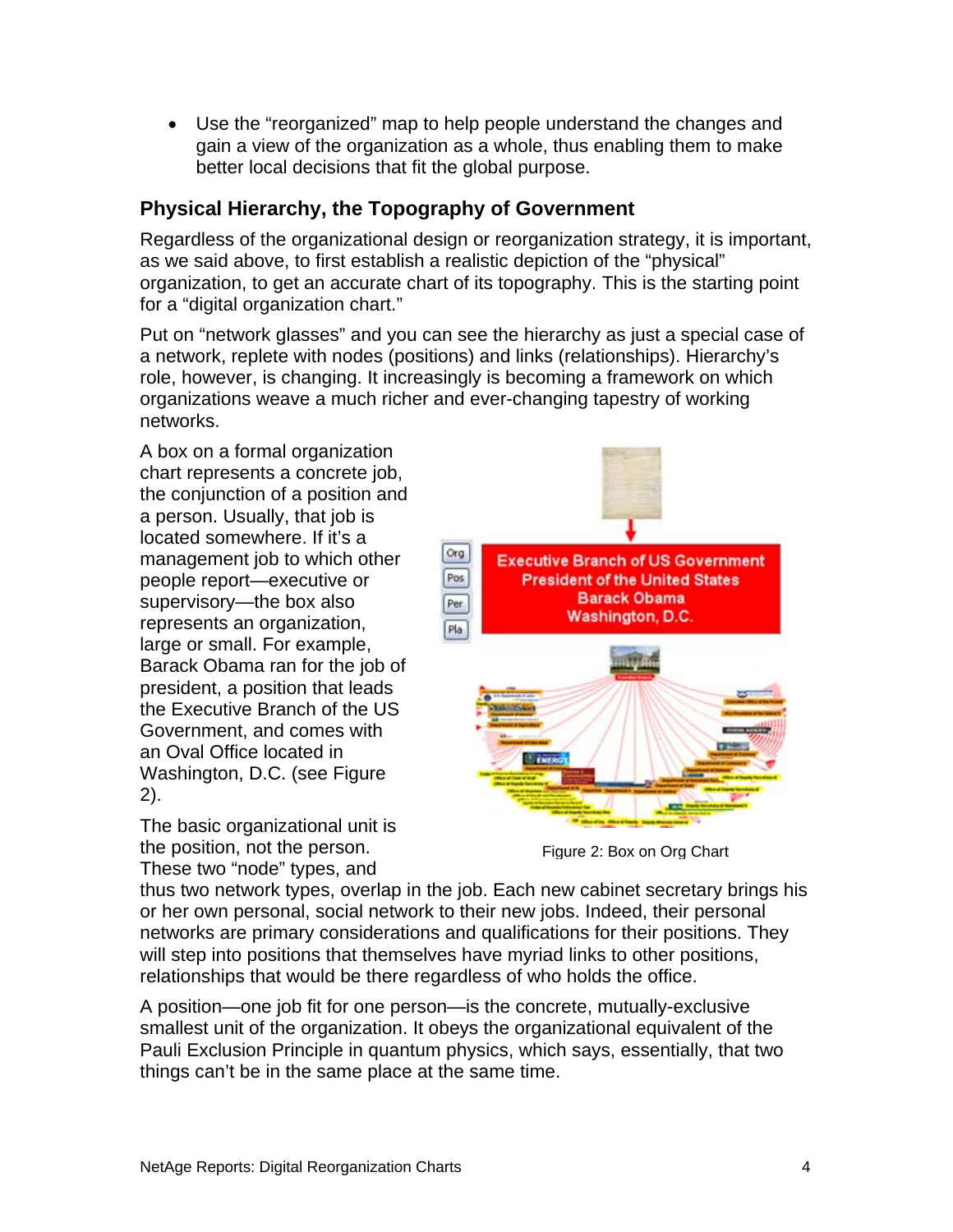- Use the "reorganized" map to help people understand the changes and gain a view of the organization as a whole, thus enabling them to make better local decisions that fit the global purpose.

## Physical Hierarchy, the Topography of Government

Regardless of the organizational design or reorganization strategy, it is important, as we said above, to first establish a realistic depiction of the "physical" organization, to get an accurate chart of its topography. This is the starting point for a "digital organization chart."

Put on "network glasses" and you can see the hierarchy as just a special case of a network, replete with nodes (positions) and links (relationships). Hierarchy's role, however, is changing. It increasingly is becoming a framework on which organizations weave a much richer and ever-changing tapestry of working networks.

A box on a formal organization chart represents a concrete job, the conjunction of a position and a person. Usually, that job is located somewhere. If it's a management job to which other people report—executive or supervisory—the box also represents an organization, large or small. For example, Barack Obama ran for the job of president, a position that leads the Executive Branch of the US Government, and comes with an Oval Office located in Washington, D.C. (see Figure 2).

Figure 2: Box on Org Chart

The basic organizational unit is the position, not the person. These two "node" types, and thus two network types, overlap in the job. Each new cabinet secretary brings his or her own personal, social network to their new jobs. Indeed, their personal networks are primary considerations and qualifications for their positions. They will step into positions that themselves have myriad links to other positions, relationships that would be there regardless of who holds the office.

A position—one job fit for one person—is the concrete, mutually-exclusive smallest unit of the organization. It obeys the organizational equivalent of the Pauli Exclusion Principle in quantum physics, which says, essentially, that two things can't be in the same place at the same time.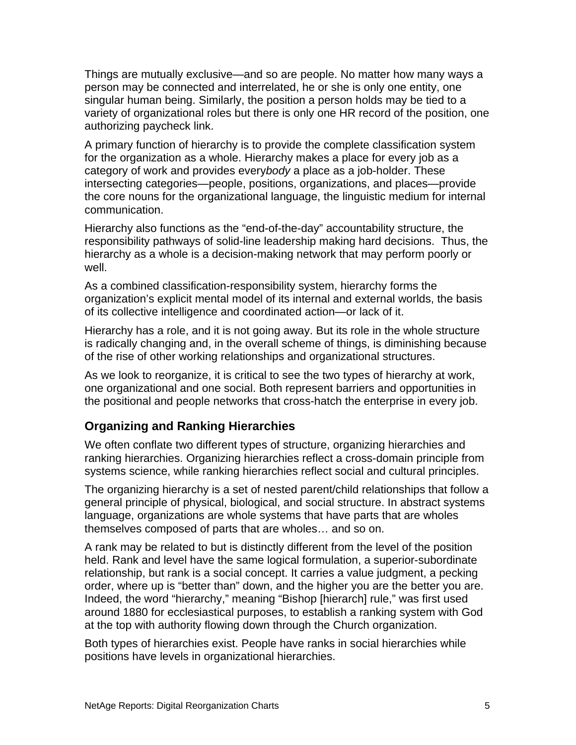Things are mutually exclusive—and so are people. No matter how many ways a person may be connected and interrelated, he or she is only one entity, one singular human being. Similarly, the position a person holds may be tied to a variety of organizational roles but there is only one HR record of the position, one authorizing paycheck link.

A primary function of hierarchy is to provide the complete classification system for the organization as a whole. Hierarchy makes a place for every job as a category of work and provides every*body* a place as a job-holder. These intersecting categories—people, positions, organizations, and places—provide the core nouns for the organizational language, the linguistic medium for internal communication.

Hierarchy also functions as the "end-of-the-day" accountability structure, the responsibility pathways of solid-line leadership making hard decisions. Thus, the hierarchy as a whole is a decision-making network that may perform poorly or well.

As a combined classification-responsibility system, hierarchy forms the organization's explicit mental model of its internal and external worlds, the basis of its collective intelligence and coordinated action—or lack of it.

Hierarchy has a role, and it is not going away. But its role in the whole structure is radically changing and, in the overall scheme of things, is diminishing because of the rise of other working relationships and organizational structures.

As we look to reorganize, it is critical to see the two types of hierarchy at work, one organizational and one social. Both represent barriers and opportunities in the positional and people networks that cross-hatch the enterprise in every job.

## Organizing and Ranking Hierarchies

We often conflate two different types of structure, organizing hierarchies and ranking hierarchies. Organizing hierarchies reflect a cross-domain principle from systems science, while ranking hierarchies reflect social and cultural principles.

The organizing hierarchy is a set of nested parent/child relationships that follow a general principle of physical, biological, and social structure. In abstract systems language, organizations are whole systems that have parts that are wholes themselves composed of parts that are wholes… and so on.

A rank may be related to but is distinctly different from the level of the position held. Rank and level have the same logical formulation, a superior-subordinate relationship, but rank is a social concept. It carries a value judgment, a pecking order, where up is "better than" down, and the higher you are the better you are. Indeed, the word "hierarchy," meaning "Bishop [hierarch] rule," was first used around 1880 for ecclesiastical purposes, to establish a ranking system with God at the top with authority flowing down through the Church organization.

Both types of hierarchies exist. People have ranks in social hierarchies while positions have levels in organizational hierarchies.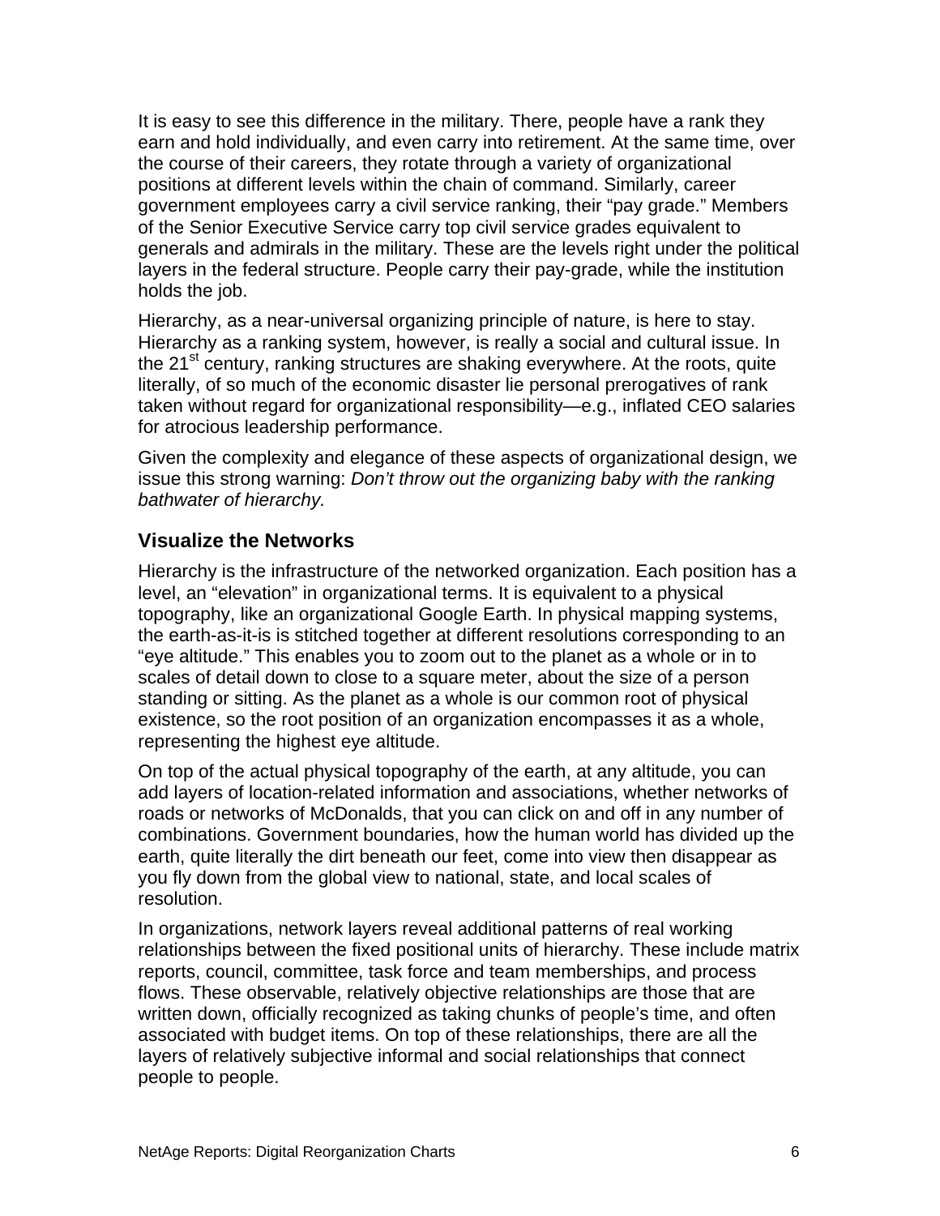It is easy to see this difference in the military. There, people have a rank they earn and hold individually, and even carry into retirement. At the same time, over the course of their careers, they rotate through a variety of organizational positions at different levels within the chain of command. Similarly, career government employees carry a civil service ranking, their "pay grade." Members of the Senior Executive Service carry top civil service grades equivalent to generals and admirals in the military. These are the levels right under the political layers in the federal structure. People carry their pay-grade, while the institution holds the job.

Hierarchy, as a near-universal organizing principle of nature, is here to stay. Hierarchy as a ranking system, however, is really a social and cultural issue. In the 21st century, ranking structures are shaking everywhere. At the roots, quite literally, of so much of the economic disaster lie personal prerogatives of rank taken without regard for organizational responsibility—e.g., inflated CEO salaries for atrocious leadership performance.

Given the complexity and elegance of these aspects of organizational design, we issue this strong warning: *Don't throw out the organizing baby with the ranking bathwater of hierarchy.*

### Visualize the Networks

Hierarchy is the infrastructure of the networked organization. Each position has a level, an "elevation" in organizational terms. It is equivalent to a physical topography, like an organizational Google Earth. In physical mapping systems, the earth-as-it-is is stitched together at different resolutions corresponding to an "eye altitude." This enables you to zoom out to the planet as a whole or in to scales of detail down to close to a square meter, about the size of a person standing or sitting. As the planet as a whole is our common root of physical existence, so the root position of an organization encompasses it as a whole, representing the highest eye altitude.

On top of the actual physical topography of the earth, at any altitude, you can add layers of location-related information and associations, whether networks of roads or networks of McDonalds, that you can click on and off in any number of combinations. Government boundaries, how the human world has divided up the earth, quite literally the dirt beneath our feet, come into view then disappear as you fly down from the global view to national, state, and local scales of resolution.

In organizations, network layers reveal additional patterns of real working relationships between the fixed positional units of hierarchy. These include matrix reports, council, committee, task force and team memberships, and process flows. These observable, relatively objective relationships are those that are written down, officially recognized as taking chunks of people's time, and often associated with budget items. On top of these relationships, there are all the layers of relatively subjective informal and social relationships that connect people to people.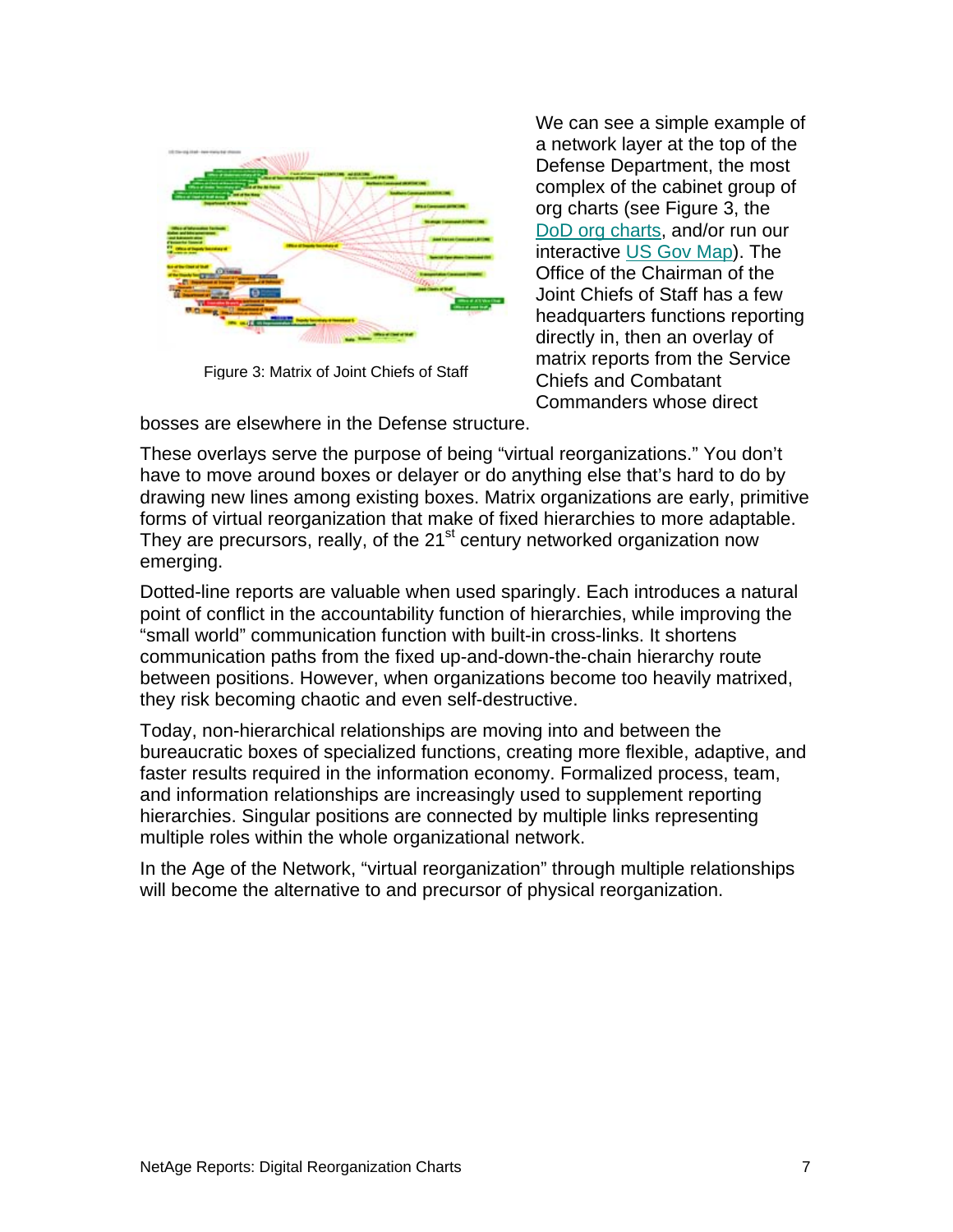Figure 3: Matrix of Joint Chiefs of Staff

We can see a simple example of a network layer at the top of the Defense Department, the most complex of the cabinet group of org charts (see Figure 3, the DoD org charts, and/or run our interactive US Gov Map). The Office of the Chairman of the Joint Chiefs of Staff has a few headquarters functions reporting directly in, then an overlay of matrix reports from the Service Chiefs and Combatant Commanders whose direct bosses are elsewhere in the Defense structure.

These overlays serve the purpose of being "virtual reorganizations." You don't have to move around boxes or delayer or do anything else that's hard to do by drawing new lines among existing boxes. Matrix organizations are early, primitive forms of virtual reorganization that make of fixed hierarchies to more adaptable. They are precursors, really, of the 21st century networked organization now emerging.

Dotted-line reports are valuable when used sparingly. Each introduces a natural point of conflict in the accountability function of hierarchies, while improving the "small world" communication function with built-in cross-links. It shortens communication paths from the fixed up-and-down-the-chain hierarchy route between positions. However, when organizations become too heavily matrixed, they risk becoming chaotic and even self-destructive.

Today, non-hierarchical relationships are moving into and between the bureaucratic boxes of specialized functions, creating more flexible, adaptive, and faster results required in the information economy. Formalized process, team, and information relationships are increasingly used to supplement reporting hierarchies. Singular positions are connected by multiple links representing multiple roles within the whole organizational network.

In the Age of the Network, "virtual reorganization" through multiple relationships will become the alternative to and precursor of physical reorganization.